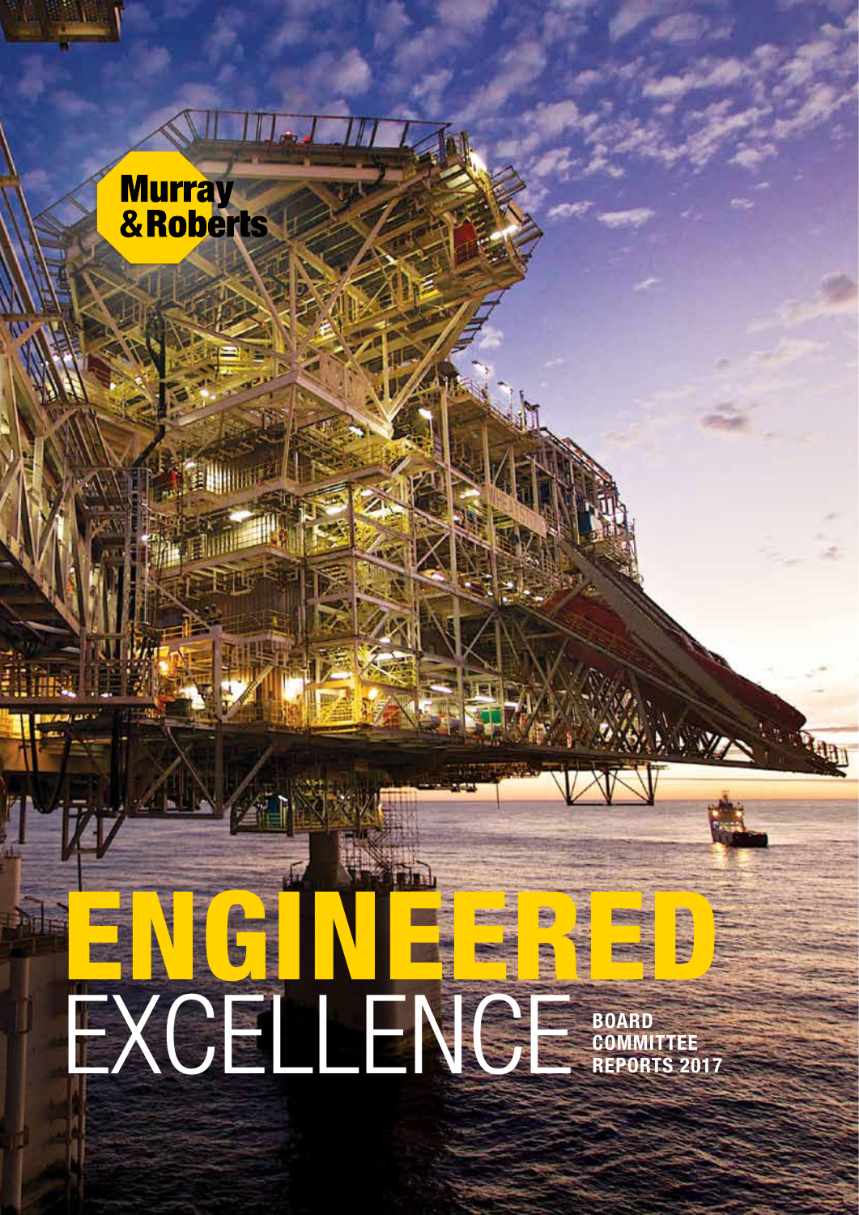Murray & Roberts

# ENGINEERED EXCELLENCE

**BOARD COMMITTEE REPORTS 2017**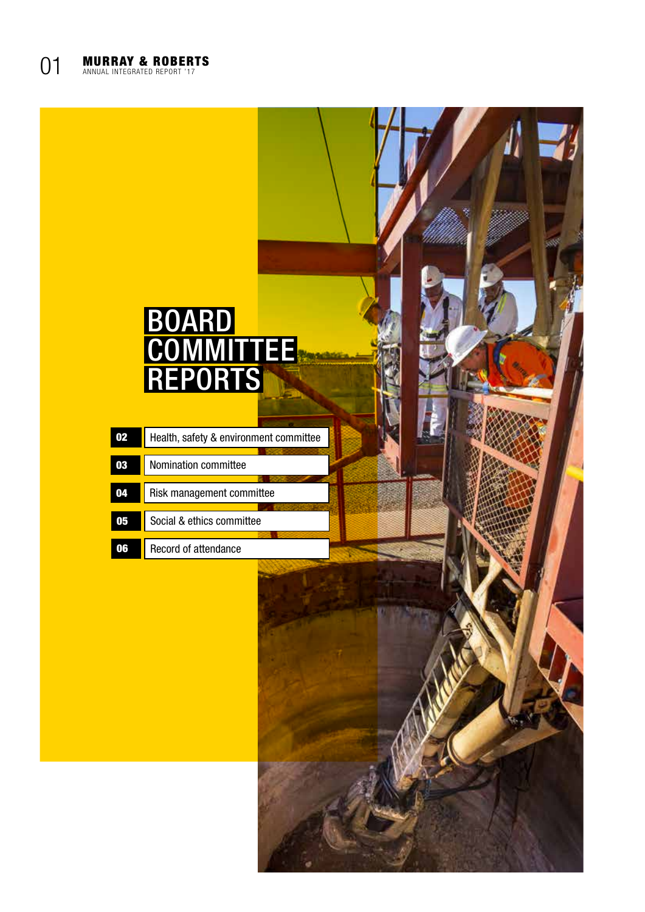# BOARD COMMITTEE REPORTS

| | |
|---|---|
| 02 | Health, safety & environment committee |
| 03 | Nomination committee |
| 04 | Risk management committee |
| 05 | Social & ethics committee |
| 06 | Record of attendance |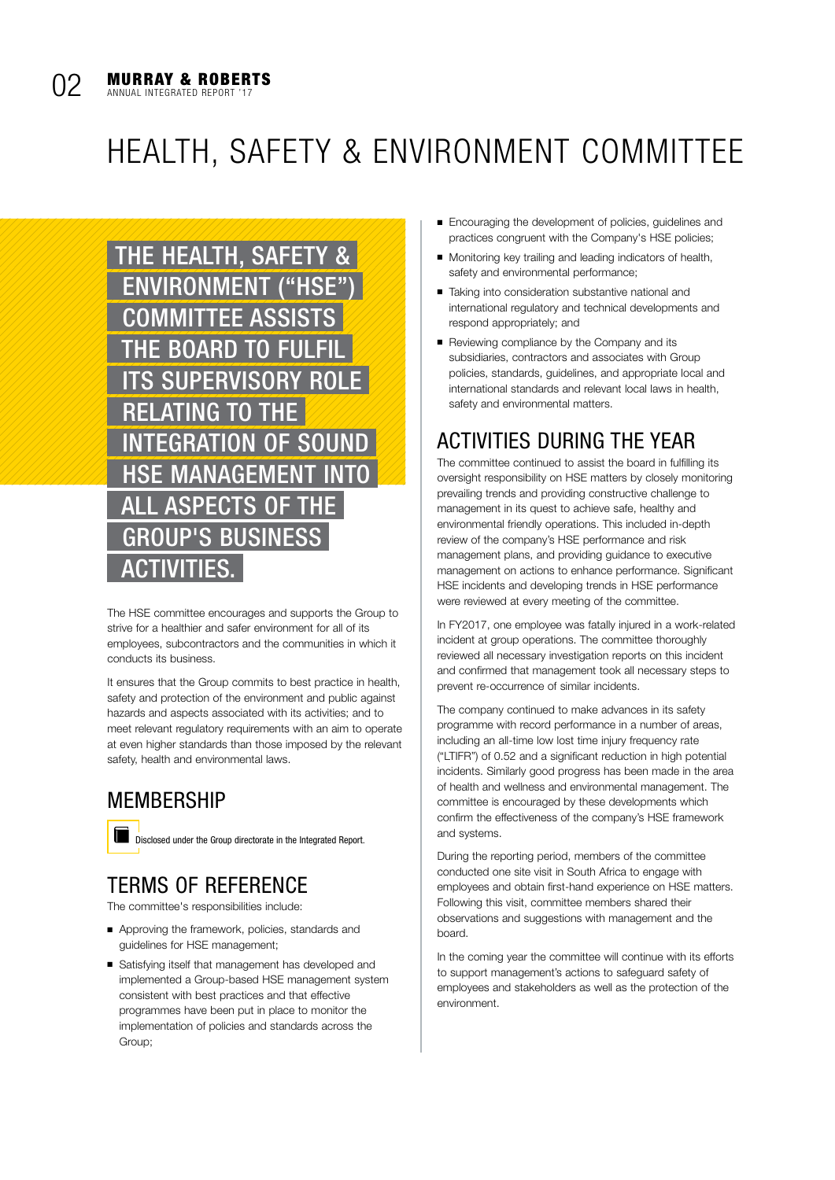# HEALTH, SAFETY & ENVIRONMENT COMMITTEE

**THE HEALTH, SAFETY & ENVIRONMENT ("HSE") COMMITTEE ASSISTS THE BOARD TO FULFIL ITS SUPERVISORY ROLE RELATING TO THE INTEGRATION OF SOUND HSE MANAGEMENT INTO ALL ASPECTS OF THE GROUP'S BUSINESS ACTIVITIES.**

The HSE committee encourages and supports the Group to strive for a healthier and safer environment for all of its employees, subcontractors and the communities in which it conducts its business.

It ensures that the Group commits to best practice in health, safety and protection of the environment and public against hazards and aspects associated with its activities; and to meet relevant regulatory requirements with an aim to operate at even higher standards than those imposed by the relevant safety, health and environmental laws.

## MEMBERSHIP

Disclosed under the Group directorate in the Integrated Report.

## TERMS OF REFERENCE

The committee's responsibilities include:

- Approving the framework, policies, standards and guidelines for HSE management;
- Satisfying itself that management has developed and implemented a Group-based HSE management system consistent with best practices and that effective programmes have been put in place to monitor the implementation of policies and standards across the Group;
- Encouraging the development of policies, guidelines and practices congruent with the Company's HSE policies;
- Monitoring key trailing and leading indicators of health, safety and environmental performance;
- Taking into consideration substantive national and international regulatory and technical developments and respond appropriately; and
- Reviewing compliance by the Company and its subsidiaries, contractors and associates with Group policies, standards, guidelines, and appropriate local and international standards and relevant local laws in health, safety and environmental matters.

## ACTIVITIES DURING THE YEAR

The committee continued to assist the board in fulfilling its oversight responsibility on HSE matters by closely monitoring prevailing trends and providing constructive challenge to management in its quest to achieve safe, healthy and environmental friendly operations. This included in-depth review of the company's HSE performance and risk management plans, and providing guidance to executive management on actions to enhance performance. Significant HSE incidents and developing trends in HSE performance were reviewed at every meeting of the committee.

In FY2017, one employee was fatally injured in a work-related incident at group operations. The committee thoroughly reviewed all necessary investigation reports on this incident and confirmed that management took all necessary steps to prevent re-occurrence of similar incidents.

The company continued to make advances in its safety programme with record performance in a number of areas, including an all-time low lost time injury frequency rate ("LTIFR") of 0.52 and a significant reduction in high potential incidents. Similarly good progress has been made in the area of health and wellness and environmental management. The committee is encouraged by these developments which confirm the effectiveness of the company's HSE framework and systems.

During the reporting period, members of the committee conducted one site visit in South Africa to engage with employees and obtain first-hand experience on HSE matters. Following this visit, committee members shared their observations and suggestions with management and the board.

In the coming year the committee will continue with its efforts to support management's actions to safeguard safety of employees and stakeholders as well as the protection of the environment.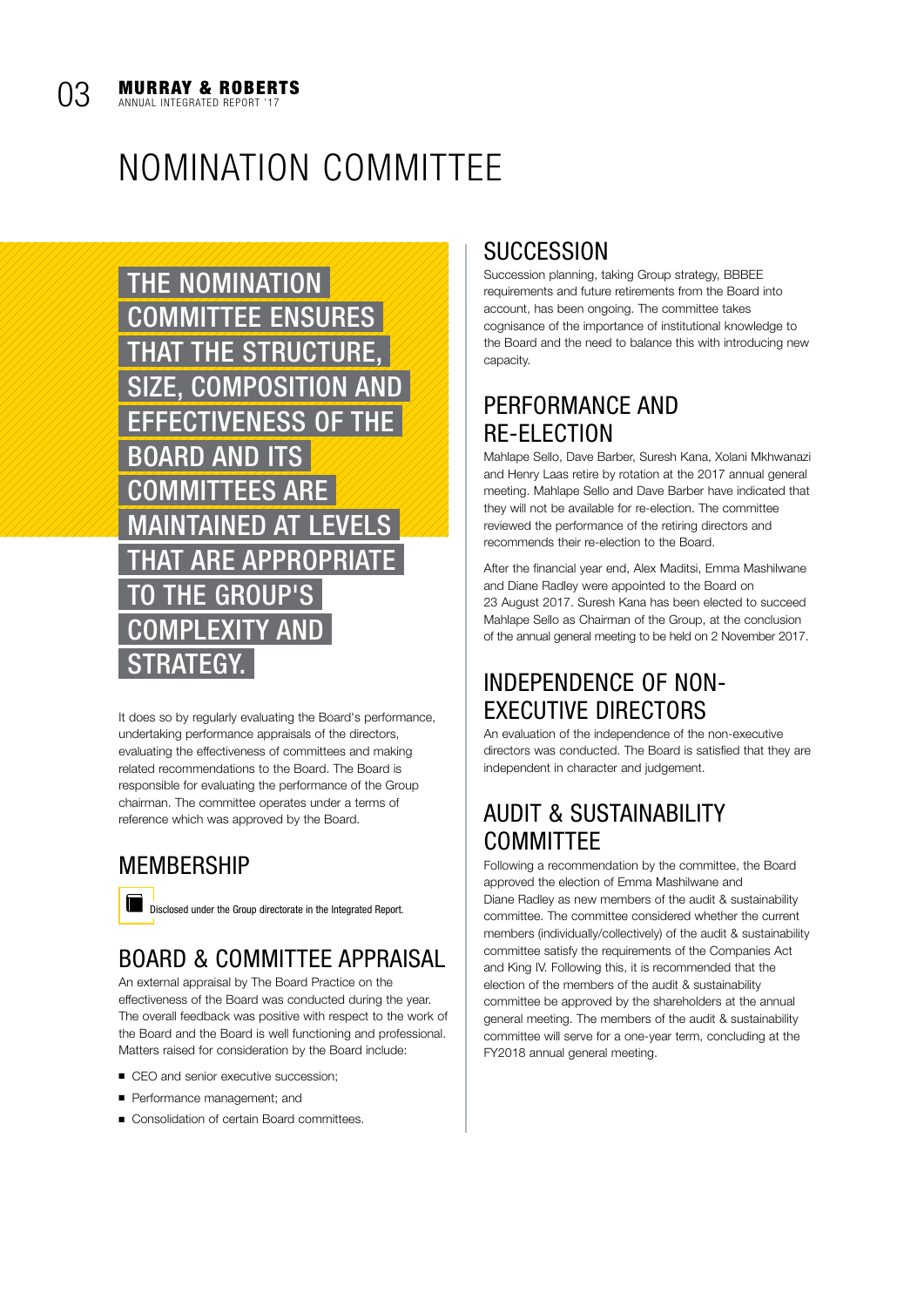# NOMINATION COMMITTEE

**THE NOMINATION COMMITTEE ENSURES THAT THE STRUCTURE, SIZE, COMPOSITION AND EFFECTIVENESS OF THE BOARD AND ITS COMMITTEES ARE MAINTAINED AT LEVELS THAT ARE APPROPRIATE TO THE GROUP'S COMPLEXITY AND STRATEGY.**

It does so by regularly evaluating the Board's performance, undertaking performance appraisals of the directors, evaluating the effectiveness of committees and making related recommendations to the Board. The Board is responsible for evaluating the performance of the Group chairman. The committee operates under a terms of reference which was approved by the Board.

## MEMBERSHIP

Disclosed under the Group directorate in the Integrated Report.

## BOARD & COMMITTEE APPRAISAL

An external appraisal by The Board Practice on the effectiveness of the Board was conducted during the year. The overall feedback was positive with respect to the work of the Board and the Board is well functioning and professional. Matters raised for consideration by the Board include:

- CEO and senior executive succession;
- Performance management; and
- Consolidation of certain Board committees.

## SUCCESSION

Succession planning, taking Group strategy, BBBEE requirements and future retirements from the Board into account, has been ongoing. The committee takes cognisance of the importance of institutional knowledge to the Board and the need to balance this with introducing new capacity.

## PERFORMANCE AND RE-ELECTION

Mahlape Sello, Dave Barber, Suresh Kana, Xolani Mkhwanazi and Henry Laas retire by rotation at the 2017 annual general meeting. Mahlape Sello and Dave Barber have indicated that they will not be available for re-election. The committee reviewed the performance of the retiring directors and recommends their re-election to the Board.

After the financial year end, Alex Maditsi, Emma Mashilwane and Diane Radley were appointed to the Board on 23 August 2017. Suresh Kana has been elected to succeed Mahlape Sello as Chairman of the Group, at the conclusion of the annual general meeting to be held on 2 November 2017.

## INDEPENDENCE OF NON-EXECUTIVE DIRECTORS

An evaluation of the independence of the non-executive directors was conducted. The Board is satisfied that they are independent in character and judgement.

## AUDIT & SUSTAINABILITY COMMITTEE

Following a recommendation by the committee, the Board approved the election of Emma Mashilwane and Diane Radley as new members of the audit & sustainability committee. The committee considered whether the current members (individually/collectively) of the audit & sustainability committee satisfy the requirements of the Companies Act and King IV. Following this, it is recommended that the election of the members of the audit & sustainability committee be approved by the shareholders at the annual general meeting. The members of the audit & sustainability committee will serve for a one-year term, concluding at the FY2018 annual general meeting.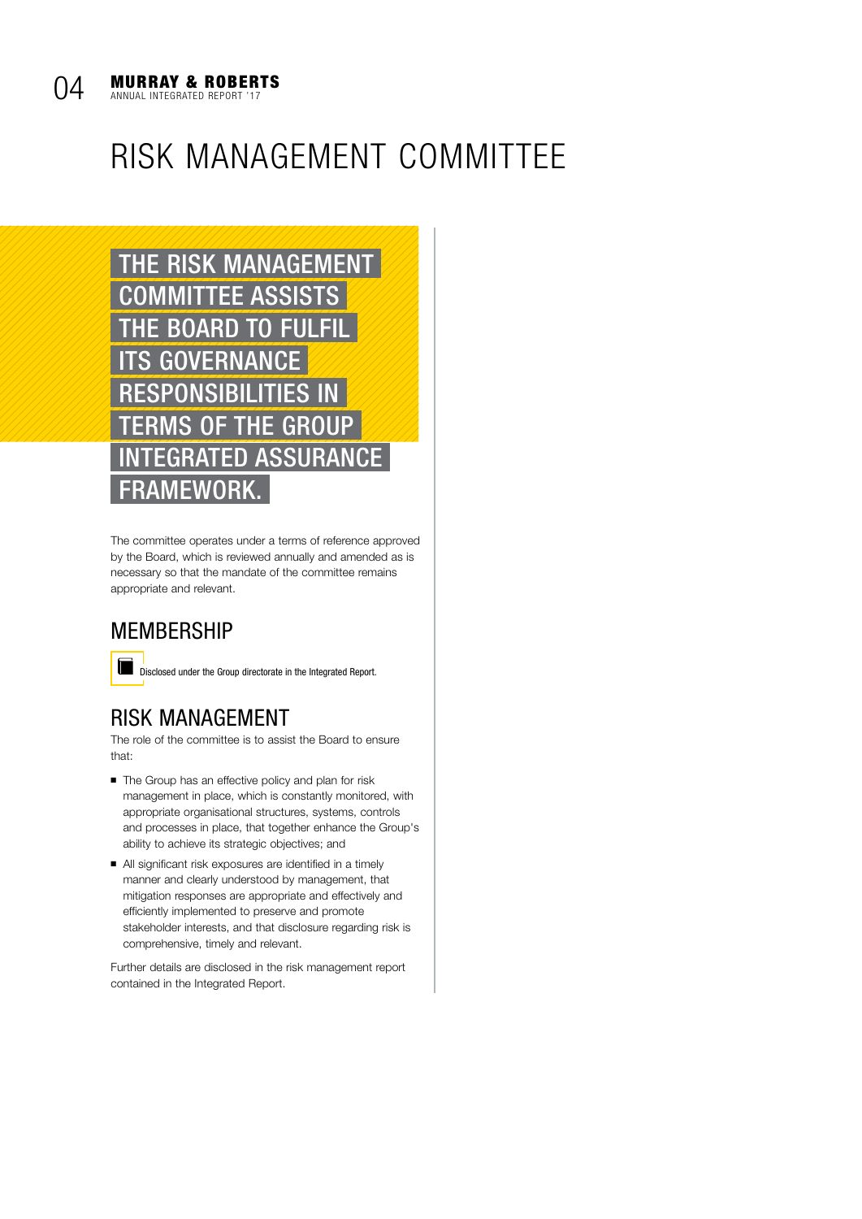# RISK MANAGEMENT COMMITTEE

**THE RISK MANAGEMENT COMMITTEE ASSISTS THE BOARD TO FULFIL ITS GOVERNANCE RESPONSIBILITIES IN TERMS OF THE GROUP INTEGRATED ASSURANCE FRAMEWORK.**

The committee operates under a terms of reference approved by the Board, which is reviewed annually and amended as is necessary so that the mandate of the committee remains appropriate and relevant.

## MEMBERSHIP

Disclosed under the Group directorate in the Integrated Report.

## RISK MANAGEMENT

The role of the committee is to assist the Board to ensure that:

- The Group has an effective policy and plan for risk management in place, which is constantly monitored, with appropriate organisational structures, systems, controls and processes in place, that together enhance the Group's ability to achieve its strategic objectives; and
- All significant risk exposures are identified in a timely manner and clearly understood by management, that mitigation responses are appropriate and effectively and efficiently implemented to preserve and promote stakeholder interests, and that disclosure regarding risk is comprehensive, timely and relevant.

Further details are disclosed in the risk management report contained in the Integrated Report.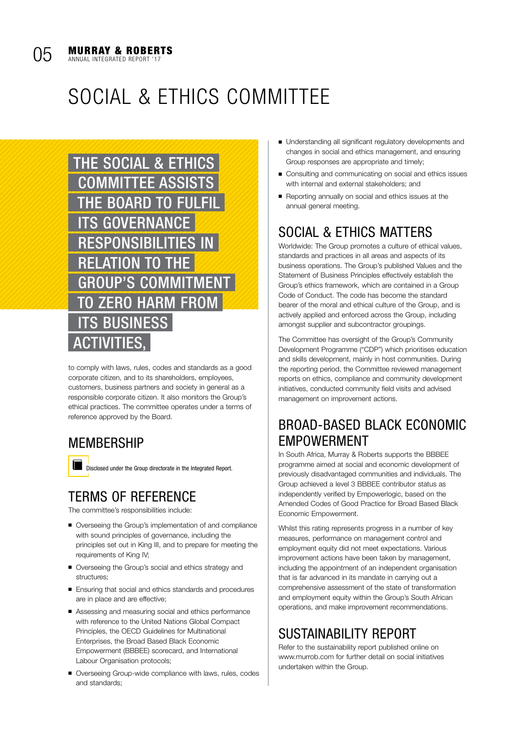# SOCIAL & ETHICS COMMITTEE

**THE SOCIAL & ETHICS COMMITTEE ASSISTS THE BOARD TO FULFIL ITS GOVERNANCE RESPONSIBILITIES IN RELATION TO THE GROUP'S COMMITMENT TO ZERO HARM FROM ITS BUSINESS ACTIVITIES,**

to comply with laws, rules, codes and standards as a good corporate citizen, and to its shareholders, employees, customers, business partners and society in general as a responsible corporate citizen. It also monitors the Group's ethical practices. The committee operates under a terms of reference approved by the Board.

## MEMBERSHIP

Disclosed under the Group directorate in the Integrated Report.

## TERMS OF REFERENCE

The committee's responsibilities include:

- Overseeing the Group's implementation of and compliance with sound principles of governance, including the principles set out in King III, and to prepare for meeting the requirements of King IV;
- Overseeing the Group's social and ethics strategy and structures;
- Ensuring that social and ethics standards and procedures are in place and are effective;
- Assessing and measuring social and ethics performance with reference to the United Nations Global Compact Principles, the OECD Guidelines for Multinational Enterprises, the Broad Based Black Economic Empowerment (BBBEE) scorecard, and International Labour Organisation protocols;
- Overseeing Group-wide compliance with laws, rules, codes and standards;
- Understanding all significant regulatory developments and changes in social and ethics management, and ensuring Group responses are appropriate and timely;
- Consulting and communicating on social and ethics issues with internal and external stakeholders; and
- Reporting annually on social and ethics issues at the annual general meeting.

## SOCIAL & ETHICS MATTERS

Worldwide: The Group promotes a culture of ethical values, standards and practices in all areas and aspects of its business operations. The Group's published Values and the Statement of Business Principles effectively establish the Group's ethics framework, which are contained in a Group Code of Conduct. The code has become the standard bearer of the moral and ethical culture of the Group, and is actively applied and enforced across the Group, including amongst supplier and subcontractor groupings.

The Committee has oversight of the Group's Community Development Programme ("CDP") which prioritises education and skills development, mainly in host communities. During the reporting period, the Committee reviewed management reports on ethics, compliance and community development initiatives, conducted community field visits and advised management on improvement actions.

## BROAD-BASED BLACK ECONOMIC EMPOWERMENT

In South Africa, Murray & Roberts supports the BBBEE programme aimed at social and economic development of previously disadvantaged communities and individuals. The Group achieved a level 3 BBBEE contributor status as independently verified by Empowerlogic, based on the Amended Codes of Good Practice for Broad Based Black Economic Empowerment.

Whilst this rating represents progress in a number of key measures, performance on management control and employment equity did not meet expectations. Various improvement actions have been taken by management, including the appointment of an independent organisation that is far advanced in its mandate in carrying out a comprehensive assessment of the state of transformation and employment equity within the Group's South African operations, and make improvement recommendations.

## SUSTAINABILITY REPORT

Refer to the sustainability report published online on www.murrob.com for further detail on social initiatives undertaken within the Group.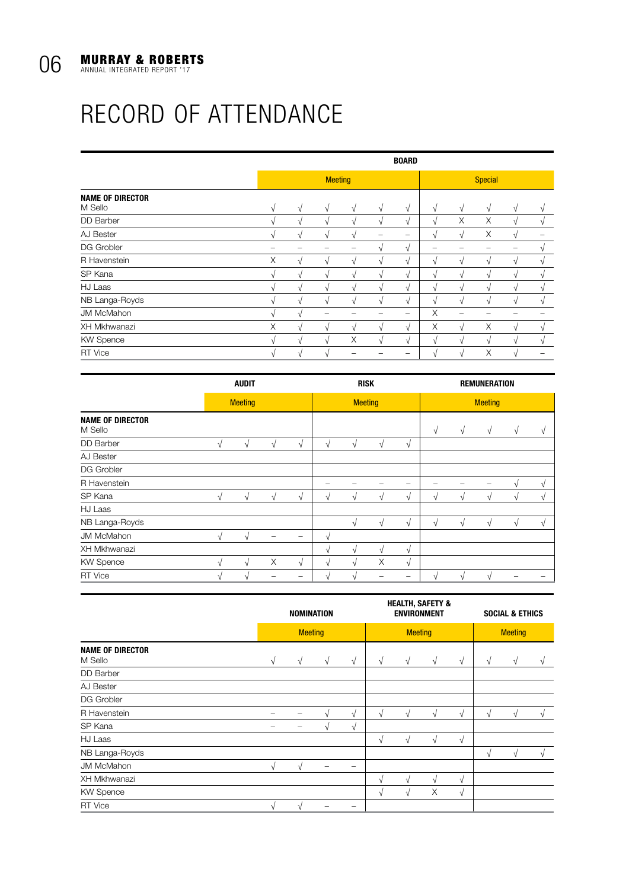# RECORD OF ATTENDANCE

| | BOARD | | | | | | | | | | |
|---|---|---|---|---|---|---|---|---|---|---|---|
| | Meeting | | | | | | Special | | | | |
| **NAME OF DIRECTOR** | | | | | | | | | | | |
| M Sello | √ | √ | √ | √ | √ | √ | √ | √ | √ | √ | √ |
| DD Barber | √ | √ | √ | √ | √ | √ | √ | X | X | √ | √ |
| AJ Bester | √ | √ | √ | √ | – | – | √ | √ | X | √ | – |
| DG Grobler | – | – | – | – | √ | √ | – | – | – | – | √ |
| R Havenstein | X | √ | √ | √ | √ | √ | √ | √ | √ | √ | √ |
| SP Kana | √ | √ | √ | √ | √ | √ | √ | √ | √ | √ | √ |
| HJ Laas | √ | √ | √ | √ | √ | √ | √ | √ | √ | √ | √ |
| NB Langa-Royds | √ | √ | √ | √ | √ | √ | √ | √ | √ | √ | √ |
| JM McMahon | √ | √ | – | – | – | – | X | – | – | – | – |
| XH Mkhwanazi | X | √ | √ | √ | √ | √ | X | √ | X | √ | √ |
| KW Spence | √ | √ | √ | X | √ | √ | √ | √ | √ | √ | √ |
| RT Vice | √ | √ | √ | – | – | – | √ | √ | X | √ | – |

| | AUDIT | | | | RISK | | | | REMUNERATION | | | | |
|---|---|---|---|---|---|---|---|---|---|---|---|---|---|
| | Meeting | | | | Meeting | | | | Meeting | | | | |
| **NAME OF DIRECTOR** | | | | | | | | | | | | | |
| M Sello | | | | | | | | | √ | √ | √ | √ | √ |
| DD Barber | √ | √ | √ | √ | √ | √ | √ | √ | | | | | |
| AJ Bester | | | | | | | | | | | | | |
| DG Grobler | | | | | | | | | | | | | |
| R Havenstein | | | | | – | – | – | – | – | – | – | √ | √ |
| SP Kana | √ | √ | √ | √ | √ | √ | √ | √ | √ | √ | √ | √ | √ |
| HJ Laas | | | | | | | | | | | | | |
| NB Langa-Royds | | | | | | √ | √ | √ | √ | √ | √ | √ | √ |
| JM McMahon | √ | √ | – | – | √ | | | | | | | | |
| XH Mkhwanazi | | | | | √ | √ | √ | √ | | | | | |
| KW Spence | √ | √ | X | √ | √ | √ | X | √ | | | | | |
| RT Vice | √ | √ | – | – | √ | √ | – | – | √ | √ | √ | – | – |

| | NOMINATION | | | | HEALTH, SAFETY & ENVIRONMENT | | | | SOCIAL & ETHICS | | |
|---|---|---|---|---|---|---|---|---|---|---|---|
| | Meeting | | | | Meeting | | | | Meeting | | |
| **NAME OF DIRECTOR** | | | | | | | | | | | |
| M Sello | √ | √ | √ | √ | √ | √ | √ | √ | √ | √ | √ |
| DD Barber | | | | | | | | | | | |
| AJ Bester | | | | | | | | | | | |
| DG Grobler | | | | | | | | | | | |
| R Havenstein | – | – | √ | √ | √ | √ | √ | √ | √ | √ | √ |
| SP Kana | – | – | √ | √ | | | | | | | |
| HJ Laas | | | | | √ | √ | √ | √ | | | |
| NB Langa-Royds | | | | | | | | | √ | √ | √ |
| JM McMahon | √ | √ | – | – | | | | | | | |
| XH Mkhwanazi | | | | | √ | √ | √ | √ | | | |
| KW Spence | | | | | √ | √ | X | √ | | | |
| RT Vice | √ | √ | – | – | | | | | | | |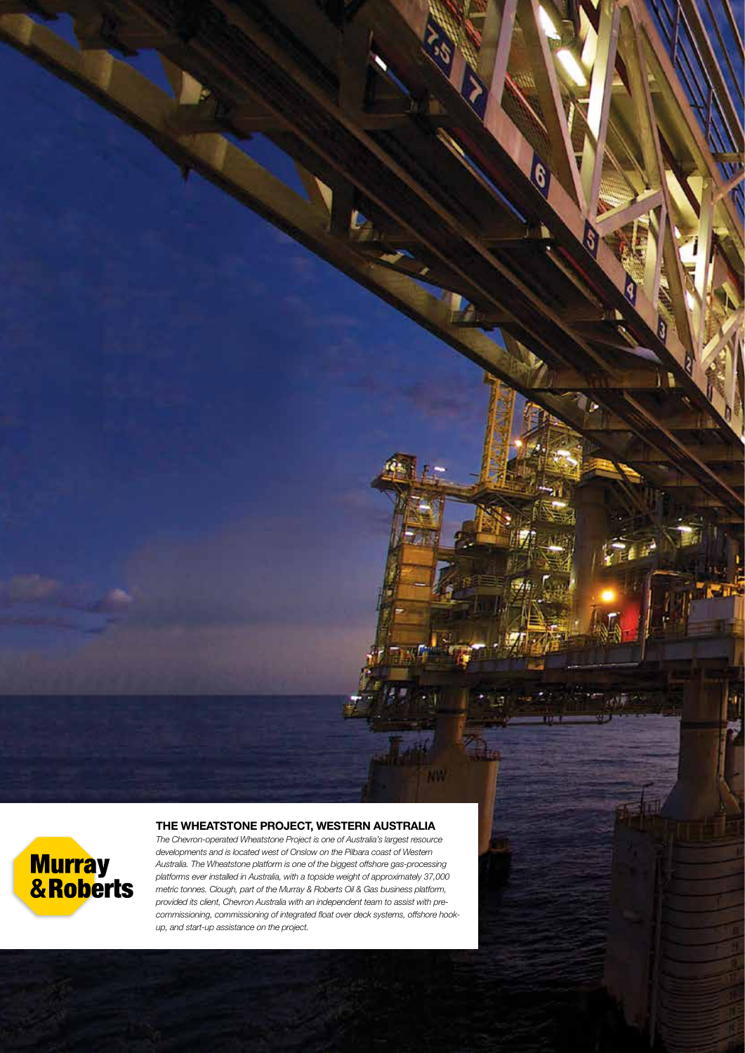Murray & Roberts

### THE WHEATSTONE PROJECT, WESTERN AUSTRALIA

*The Chevron-operated Wheatstone Project is one of Australia's largest resource developments and is located west of Onslow on the Pilbara coast of Western Australia. The Wheatstone platform is one of the biggest offshore gas-processing platforms ever installed in Australia, with a topside weight of approximately 37,000 metric tonnes. Clough, part of the Murray & Roberts Oil & Gas business platform, provided its client, Chevron Australia with an independent team to assist with pre-commissioning, commissioning of integrated float over deck systems, offshore hook-up, and start-up assistance on the project.*